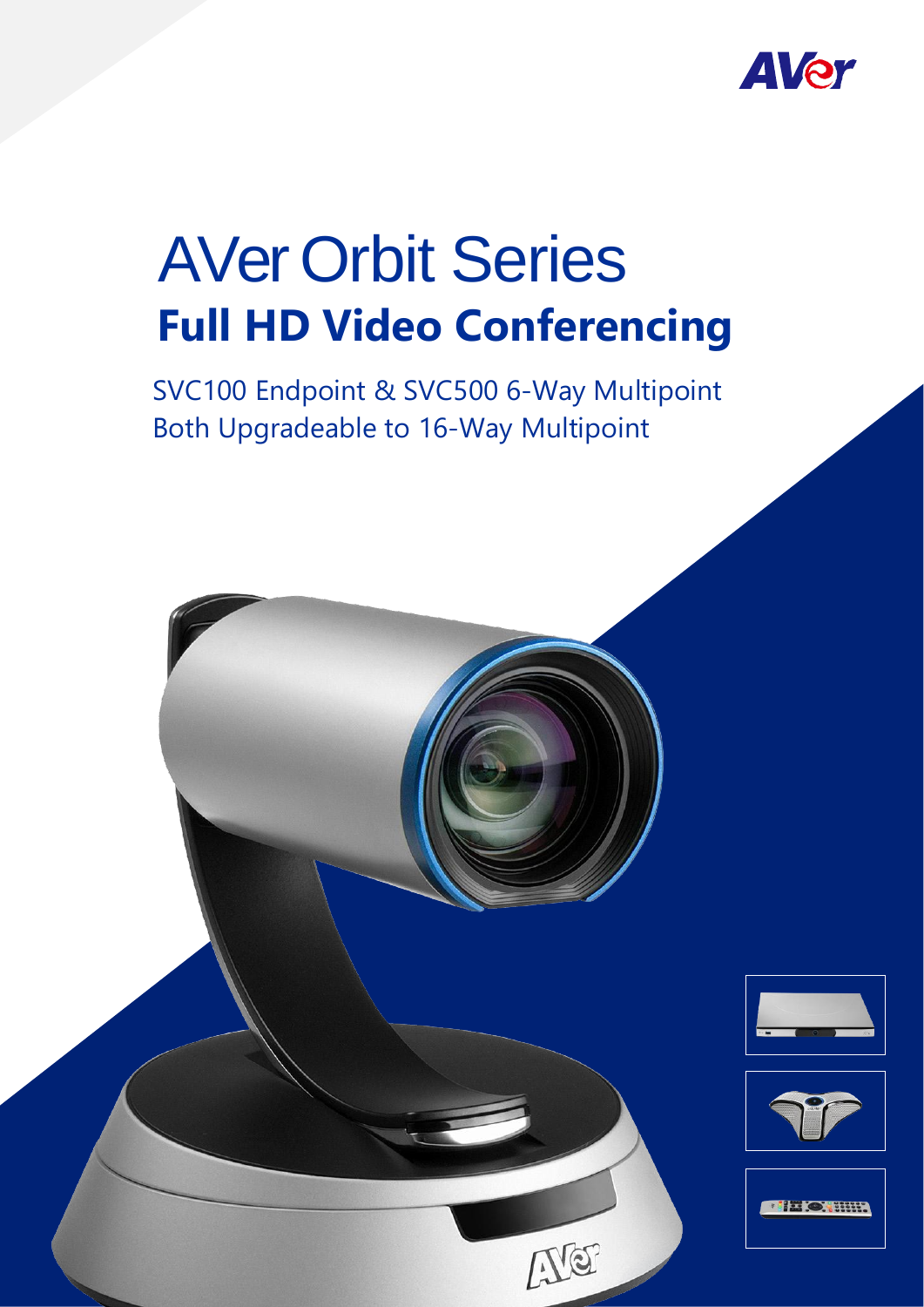# AVer Orbit Series

## Full HD Video Conferencing

SVC100 Endpoint & SVC500 6-Way Multipoint
Both Upgradeable to 16-Way Multipoint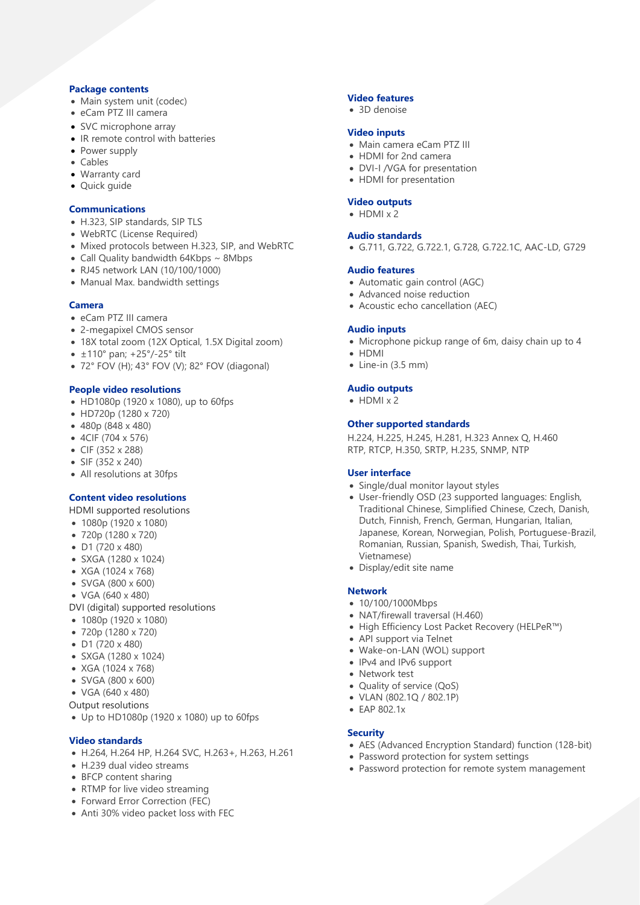## Package contents

- Main system unit (codec)
- eCam PTZ III camera
- SVC microphone array
- IR remote control with batteries
- Power supply
- Cables
- Warranty card
- Quick guide

## Communications

- H.323, SIP standards, SIP TLS
- WebRTC (License Required)
- Mixed protocols between H.323, SIP, and WebRTC
- Call Quality bandwidth 64Kbps ~ 8Mbps
- RJ45 network LAN (10/100/1000)
- Manual Max. bandwidth settings

## Camera

- eCam PTZ III camera
- 2-megapixel CMOS sensor
- 18X total zoom (12X Optical, 1.5X Digital zoom)
- ±110° pan; +25°/-25° tilt
- 72° FOV (H); 43° FOV (V); 82° FOV (diagonal)

## People video resolutions

- HD1080p (1920 x 1080), up to 60fps
- HD720p (1280 x 720)
- 480p (848 x 480)
- 4CIF (704 x 576)
- CIF (352 x 288)
- SIF (352 x 240)
- All resolutions at 30fps

## Content video resolutions

HDMI supported resolutions

- 1080p (1920 x 1080)
- 720p (1280 x 720)
- D1 (720 x 480)
- SXGA (1280 x 1024)
- XGA (1024 x 768)
- SVGA (800 x 600)
- VGA (640 x 480)

DVI (digital) supported resolutions

- 1080p (1920 x 1080)
- 720p (1280 x 720)
- D1 (720 x 480)
- SXGA (1280 x 1024)
- XGA (1024 x 768)
- SVGA (800 x 600)
- VGA (640 x 480)

Output resolutions

- Up to HD1080p (1920 x 1080) up to 60fps

## Video standards

- H.264, H.264 HP, H.264 SVC, H.263+, H.263, H.261
- H.239 dual video streams
- BFCP content sharing
- RTMP for live video streaming
- Forward Error Correction (FEC)
- Anti 30% video packet loss with FEC

## Video features

- 3D denoise

## Video inputs

- Main camera eCam PTZ III
- HDMI for 2nd camera
- DVI-I /VGA for presentation
- HDMI for presentation

## Video outputs

- HDMI x 2

## Audio standards

- G.711, G.722, G.722.1, G.728, G.722.1C, AAC-LD, G729

## Audio features

- Automatic gain control (AGC)
- Advanced noise reduction
- Acoustic echo cancellation (AEC)

## Audio inputs

- Microphone pickup range of 6m, daisy chain up to 4
- HDMI
- Line-in (3.5 mm)

## Audio outputs

- HDMI x 2

## Other supported standards

H.224, H.225, H.245, H.281, H.323 Annex Q, H.460
RTP, RTCP, H.350, SRTP, H.235, SNMP, NTP

## User interface

- Single/dual monitor layout styles
- User-friendly OSD (23 supported languages: English, Traditional Chinese, Simplified Chinese, Czech, Danish, Dutch, Finnish, French, German, Hungarian, Italian, Japanese, Korean, Norwegian, Polish, Portuguese-Brazil, Romanian, Russian, Spanish, Swedish, Thai, Turkish, Vietnamese)
- Display/edit site name

## Network

- 10/100/1000Mbps
- NAT/firewall traversal (H.460)
- High Efficiency Lost Packet Recovery (HELPeR™)
- API support via Telnet
- Wake-on-LAN (WOL) support
- IPv4 and IPv6 support
- Network test
- Quality of service (QoS)
- VLAN (802.1Q / 802.1P)
- EAP 802.1x

## Security

- AES (Advanced Encryption Standard) function (128-bit)
- Password protection for system settings
- Password protection for remote system management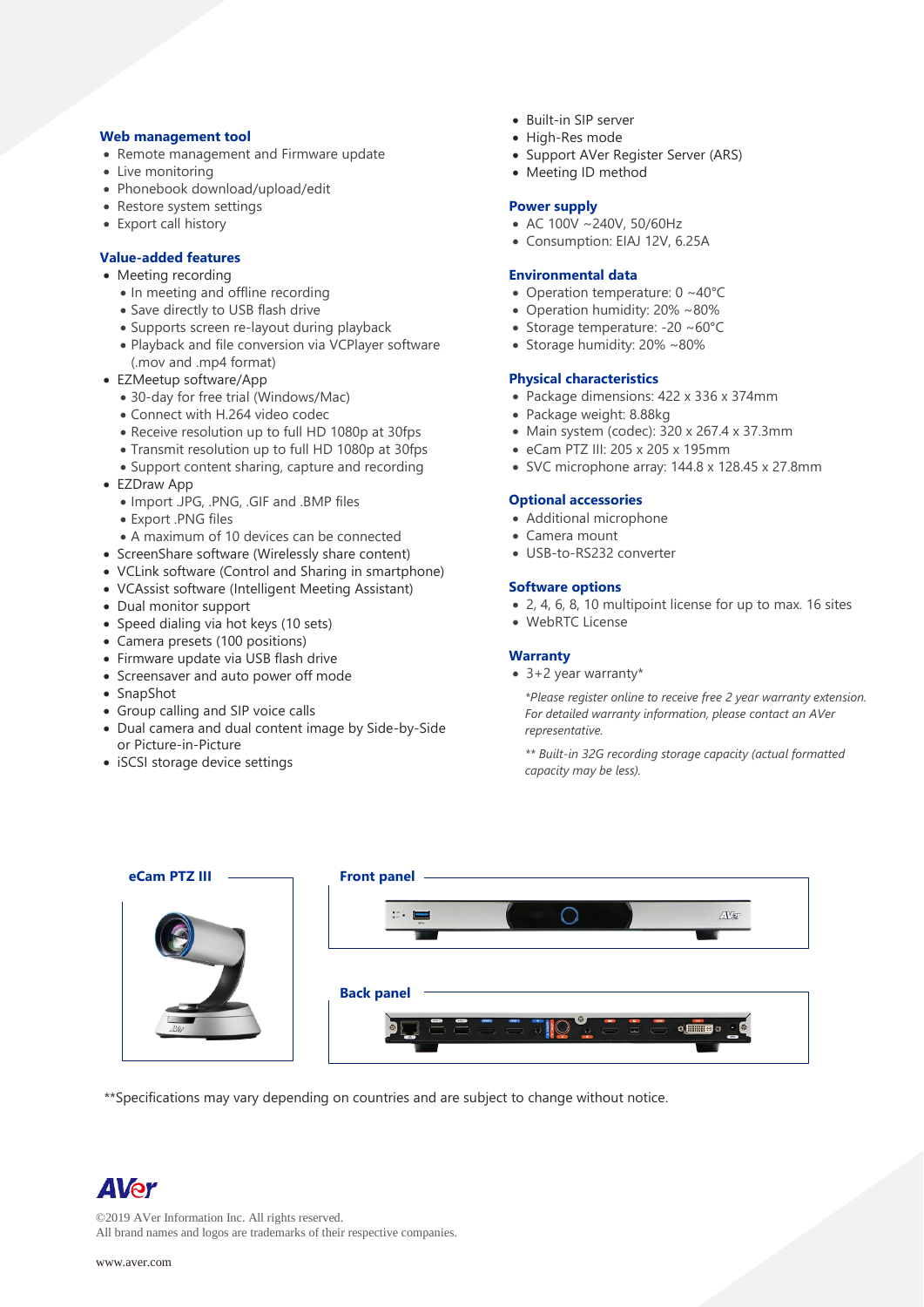### Web management tool

- Remote management and Firmware update
- Live monitoring
- Phonebook download/upload/edit
- Restore system settings
- Export call history

### Value-added features

- Meeting recording
  - In meeting and offline recording
  - Save directly to USB flash drive
  - Supports screen re-layout during playback
  - Playback and file conversion via VCPlayer software (.mov and .mp4 format)
- EZMeetup software/App
  - 30-day for free trial (Windows/Mac)
  - Connect with H.264 video codec
  - Receive resolution up to full HD 1080p at 30fps
  - Transmit resolution up to full HD 1080p at 30fps
  - Support content sharing, capture and recording
- EZDraw App
  - Import .JPG, .PNG, .GIF and .BMP files
  - Export .PNG files
  - A maximum of 10 devices can be connected
- ScreenShare software (Wirelessly share content)
- VCLink software (Control and Sharing in smartphone)
- VCAssist software (Intelligent Meeting Assistant)
- Dual monitor support
- Speed dialing via hot keys (10 sets)
- Camera presets (100 positions)
- Firmware update via USB flash drive
- Screensaver and auto power off mode
- SnapShot
- Group calling and SIP voice calls
- Dual camera and dual content image by Side-by-Side or Picture-in-Picture
- iSCSI storage device settings
- Built-in SIP server
- High-Res mode
- Support AVer Register Server (ARS)
- Meeting ID method

### Power supply

- AC 100V ~240V, 50/60Hz
- Consumption: EIAJ 12V, 6.25A

### Environmental data

- Operation temperature: 0 ~40°C
- Operation humidity: 20% ~80%
- Storage temperature: -20 ~60°C
- Storage humidity: 20% ~80%

### Physical characteristics

- Package dimensions: 422 x 336 x 374mm
- Package weight: 8.88kg
- Main system (codec): 320 x 267.4 x 37.3mm
- eCam PTZ III: 205 x 205 x 195mm
- SVC microphone array: 144.8 x 128.45 x 27.8mm

### Optional accessories

- Additional microphone
- Camera mount
- USB-to-RS232 converter

### Software options

- 2, 4, 6, 8, 10 multipoint license for up to max. 16 sites
- WebRTC License

### Warranty

- 3+2 year warranty*

*\*Please register online to receive free 2 year warranty extension. For detailed warranty information, please contact an AVer representative.*

*\*\* Built-in 32G recording storage capacity (actual formatted capacity may be less).*

**eCam PTZ III**

**Front panel**

**Back panel**

\*\*Specifications may vary depending on countries and are subject to change without notice.

©2019 AVer Information Inc. All rights reserved.
All brand names and logos are trademarks of their respective companies.

www.aver.com